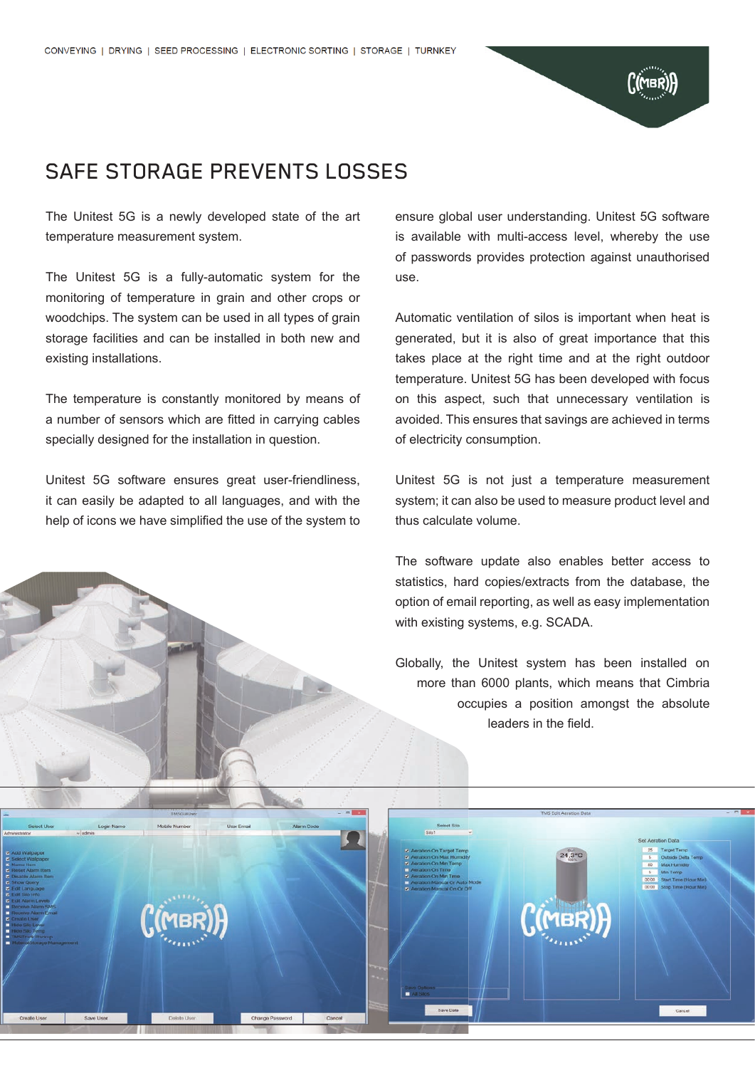CONVEYING | DRYING | SEED PROCESSING | ELECTRONIC SORTING | STORAGE | TURNKEY

# SAFE STORAGE PREVENTS LOSSES

The Unitest 5G is a newly developed state of the art temperature measurement system.

The Unitest 5G is a fully-automatic system for the monitoring of temperature in grain and other crops or woodchips. The system can be used in all types of grain storage facilities and can be installed in both new and existing installations.

The temperature is constantly monitored by means of a number of sensors which are fitted in carrying cables specially designed for the installation in question.

Unitest 5G software ensures great user-friendliness, it can easily be adapted to all languages, and with the help of icons we have simplified the use of the system to ensure global user understanding. Unitest 5G software is available with multi-access level, whereby the use of passwords provides protection against unauthorised use.

Automatic ventilation of silos is important when heat is generated, but it is also of great importance that this takes place at the right time and at the right outdoor temperature. Unitest 5G has been developed with focus on this aspect, such that unnecessary ventilation is avoided. This ensures that savings are achieved in terms of electricity consumption.

Unitest 5G is not just a temperature measurement system; it can also be used to measure product level and thus calculate volume.

The software update also enables better access to statistics, hard copies/extracts from the database, the option of email reporting, as well as easy implementation with existing systems, e.g. SCADA.

Globally, the Unitest system has been installed on more than 6000 plants, which means that Cimbria occupies a position amongst the absolute leaders in the field.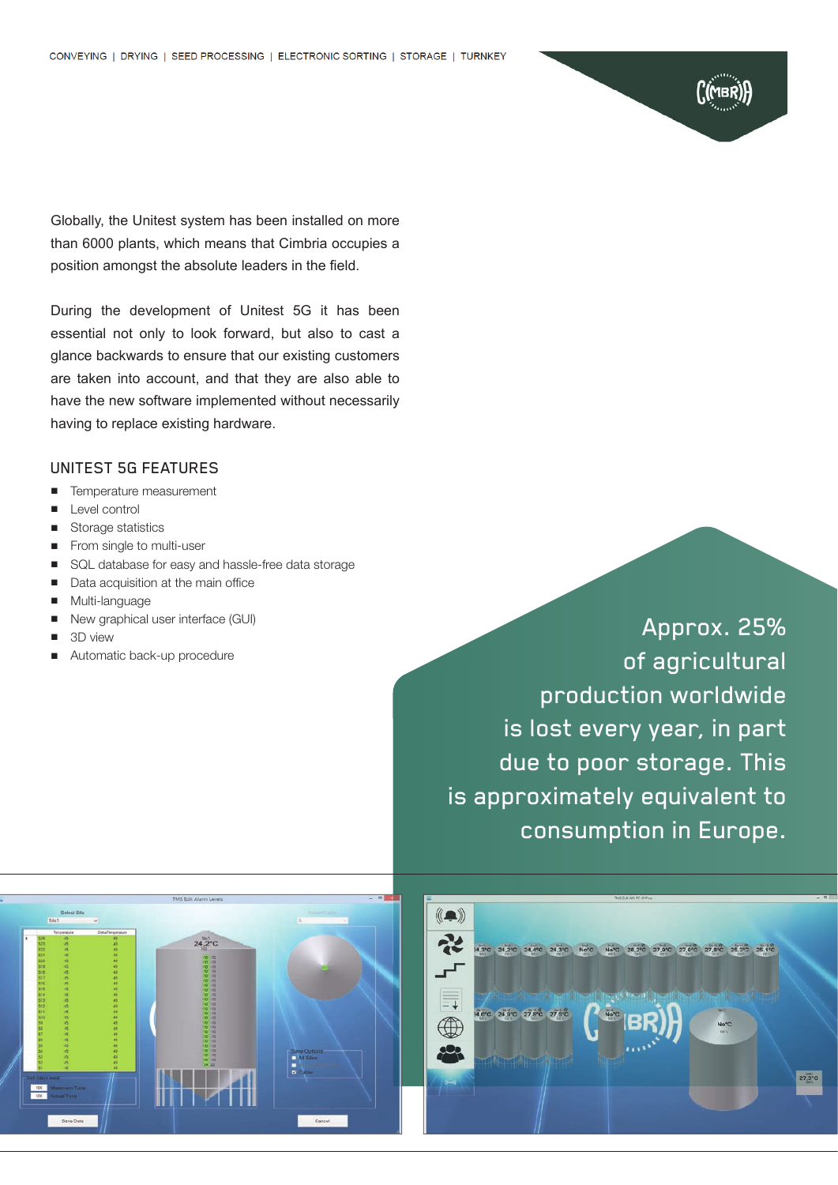Globally, the Unitest system has been installed on more than 6000 plants, which means that Cimbria occupies a position amongst the absolute leaders in the field.

During the development of Unitest 5G it has been essential not only to look forward, but also to cast a glance backwards to ensure that our existing customers are taken into account, and that they are also able to have the new software implemented without necessarily having to replace existing hardware.

## UNITEST 5G FEATURES

- Temperature measurement
- Level control
- Storage statistics
- From single to multi-user
- SQL database for easy and hassle-free data storage
- Data acquisition at the main office
- Multi-language
- New graphical user interface (GUI)
- 3D view
- Automatic back-up procedure

Approx. 25% of agricultural production worldwide is lost every year, in part due to poor storage. This is approximately equivalent to consumption in Europe.